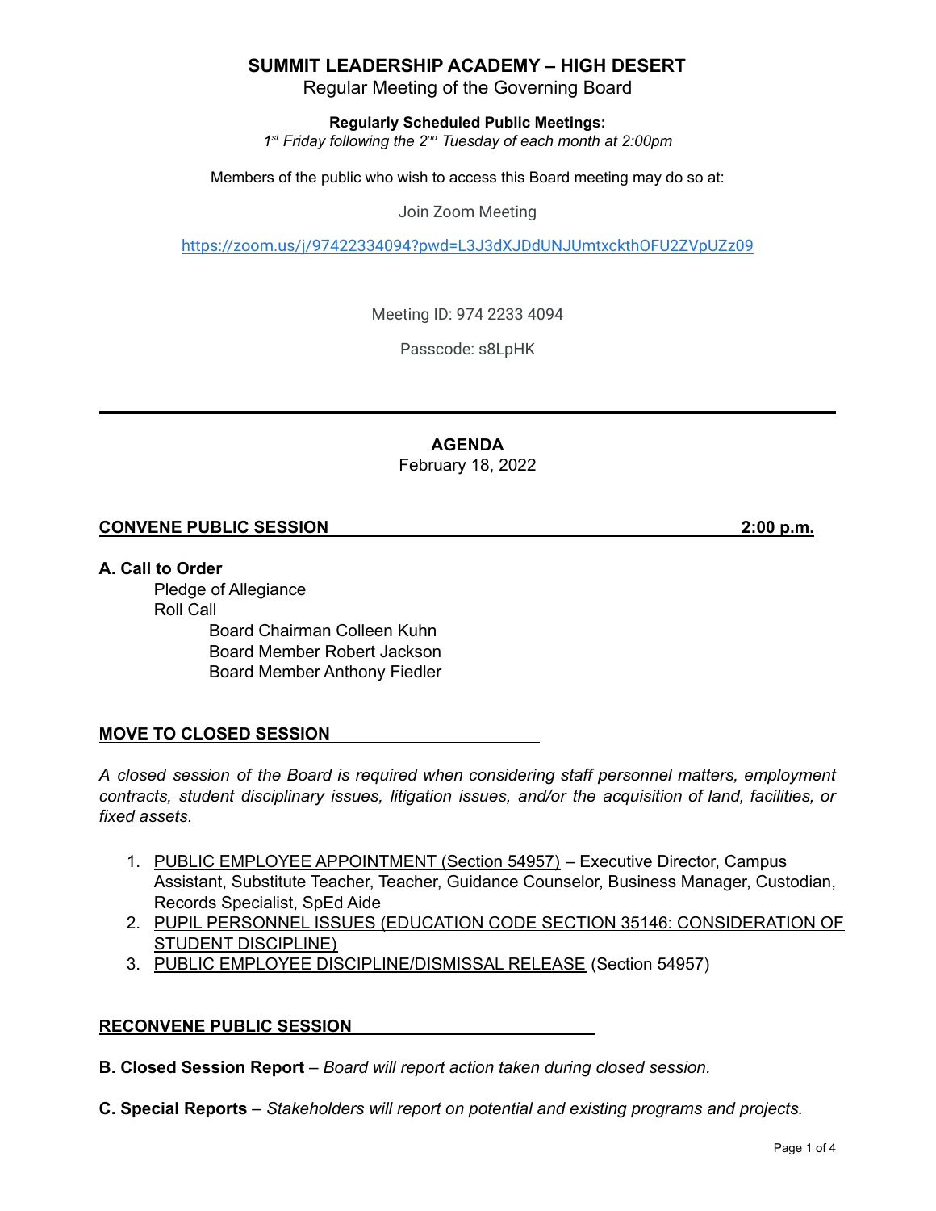# SUMMIT LEADERSHIP ACADEMY – HIGH DESERT

Regular Meeting of the Governing Board

**Regularly Scheduled Public Meetings:**

*1st Friday following the 2nd Tuesday of each month at 2:00pm*

Members of the public who wish to access this Board meeting may do so at:

Join Zoom Meeting

https://zoom.us/j/97422334094?pwd=L3J3dXJDdUNJUmtxckthOFU2ZVpUZz09

Meeting ID: 974 2233 4094

Passcode: s8LpHK

---

## AGENDA

February 18, 2022

**CONVENE PUBLIC SESSION 2:00 p.m.**

**A. Call to Order**

- Pledge of Allegiance
- Roll Call
  - Board Chairman Colleen Kuhn
  - Board Member Robert Jackson
  - Board Member Anthony Fiedler

**MOVE TO CLOSED SESSION**

*A closed session of the Board is required when considering staff personnel matters, employment contracts, student disciplinary issues, litigation issues, and/or the acquisition of land, facilities, or fixed assets.*

1. PUBLIC EMPLOYEE APPOINTMENT (Section 54957) – Executive Director, Campus Assistant, Substitute Teacher, Teacher, Guidance Counselor, Business Manager, Custodian, Records Specialist, SpEd Aide
2. PUPIL PERSONNEL ISSUES (EDUCATION CODE SECTION 35146: CONSIDERATION OF STUDENT DISCIPLINE)
3. PUBLIC EMPLOYEE DISCIPLINE/DISMISSAL RELEASE (Section 54957)

**RECONVENE PUBLIC SESSION**

**B. Closed Session Report** – *Board will report action taken during closed session.*

**C. Special Reports** – *Stakeholders will report on potential and existing programs and projects.*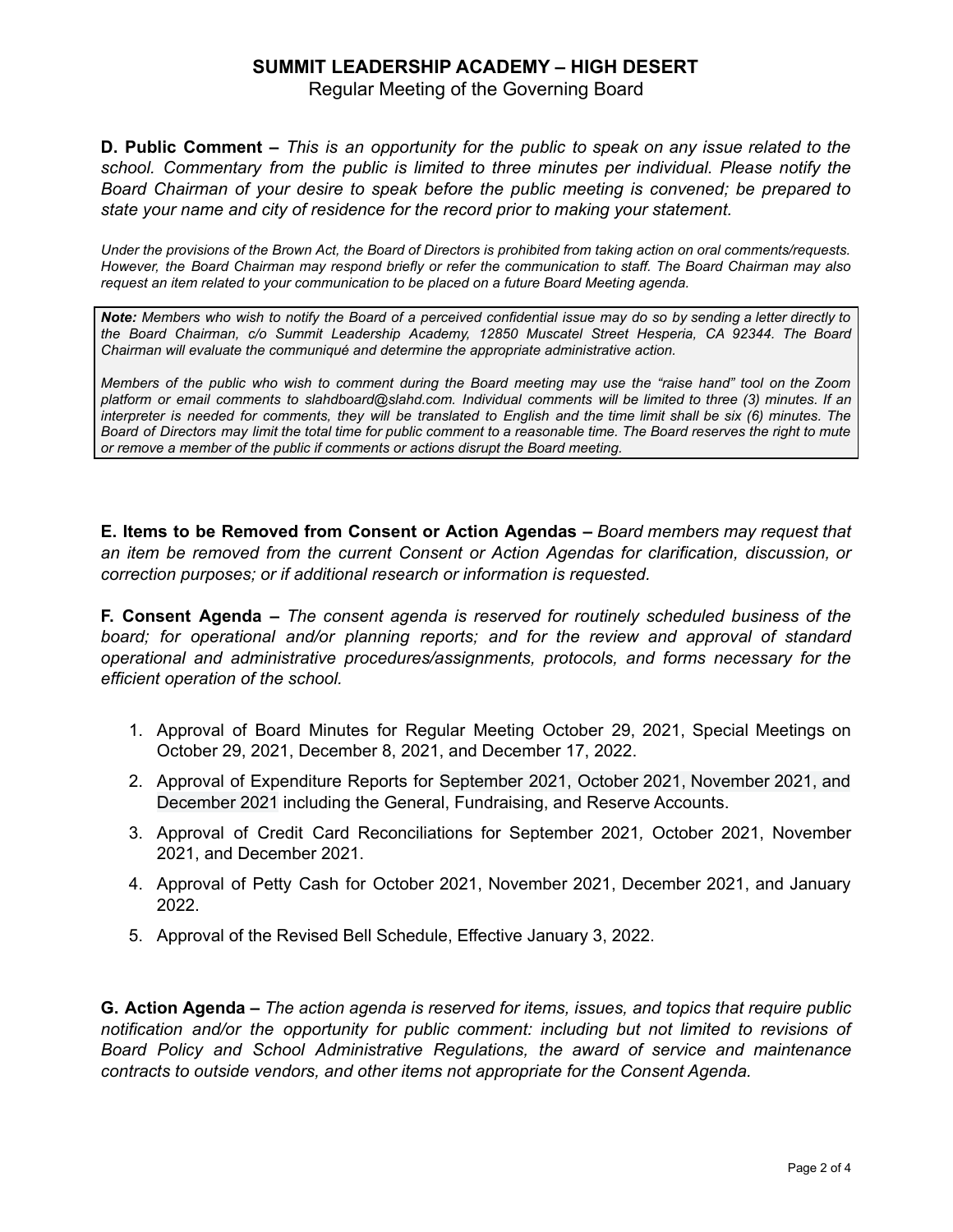# SUMMIT LEADERSHIP ACADEMY – HIGH DESERT

Regular Meeting of the Governing Board

**D. Public Comment –** *This is an opportunity for the public to speak on any issue related to the school. Commentary from the public is limited to three minutes per individual. Please notify the Board Chairman of your desire to speak before the public meeting is convened; be prepared to state your name and city of residence for the record prior to making your statement.*

*Under the provisions of the Brown Act, the Board of Directors is prohibited from taking action on oral comments/requests. However, the Board Chairman may respond briefly or refer the communication to staff. The Board Chairman may also request an item related to your communication to be placed on a future Board Meeting agenda.*

> ***Note:*** *Members who wish to notify the Board of a perceived confidential issue may do so by sending a letter directly to the Board Chairman, c/o Summit Leadership Academy, 12850 Muscatel Street Hesperia, CA 92344. The Board Chairman will evaluate the communiqué and determine the appropriate administrative action.*
>
> *Members of the public who wish to comment during the Board meeting may use the "raise hand" tool on the Zoom platform or email comments to slahdboard@slahd.com. Individual comments will be limited to three (3) minutes. If an interpreter is needed for comments, they will be translated to English and the time limit shall be six (6) minutes. The Board of Directors may limit the total time for public comment to a reasonable time. The Board reserves the right to mute or remove a member of the public if comments or actions disrupt the Board meeting.*

**E. Items to be Removed from Consent or Action Agendas –** *Board members may request that an item be removed from the current Consent or Action Agendas for clarification, discussion, or correction purposes; or if additional research or information is requested.*

**F. Consent Agenda –** *The consent agenda is reserved for routinely scheduled business of the board; for operational and/or planning reports; and for the review and approval of standard operational and administrative procedures/assignments, protocols, and forms necessary for the efficient operation of the school.*

1. Approval of Board Minutes for Regular Meeting October 29, 2021, Special Meetings on October 29, 2021, December 8, 2021, and December 17, 2022.
2. Approval of Expenditure Reports for September 2021, October 2021, November 2021, and December 2021 including the General, Fundraising, and Reserve Accounts.
3. Approval of Credit Card Reconciliations for September 2021, October 2021, November 2021, and December 2021.
4. Approval of Petty Cash for October 2021, November 2021, December 2021, and January 2022.
5. Approval of the Revised Bell Schedule, Effective January 3, 2022.

**G. Action Agenda –** *The action agenda is reserved for items, issues, and topics that require public notification and/or the opportunity for public comment: including but not limited to revisions of Board Policy and School Administrative Regulations, the award of service and maintenance contracts to outside vendors, and other items not appropriate for the Consent Agenda.*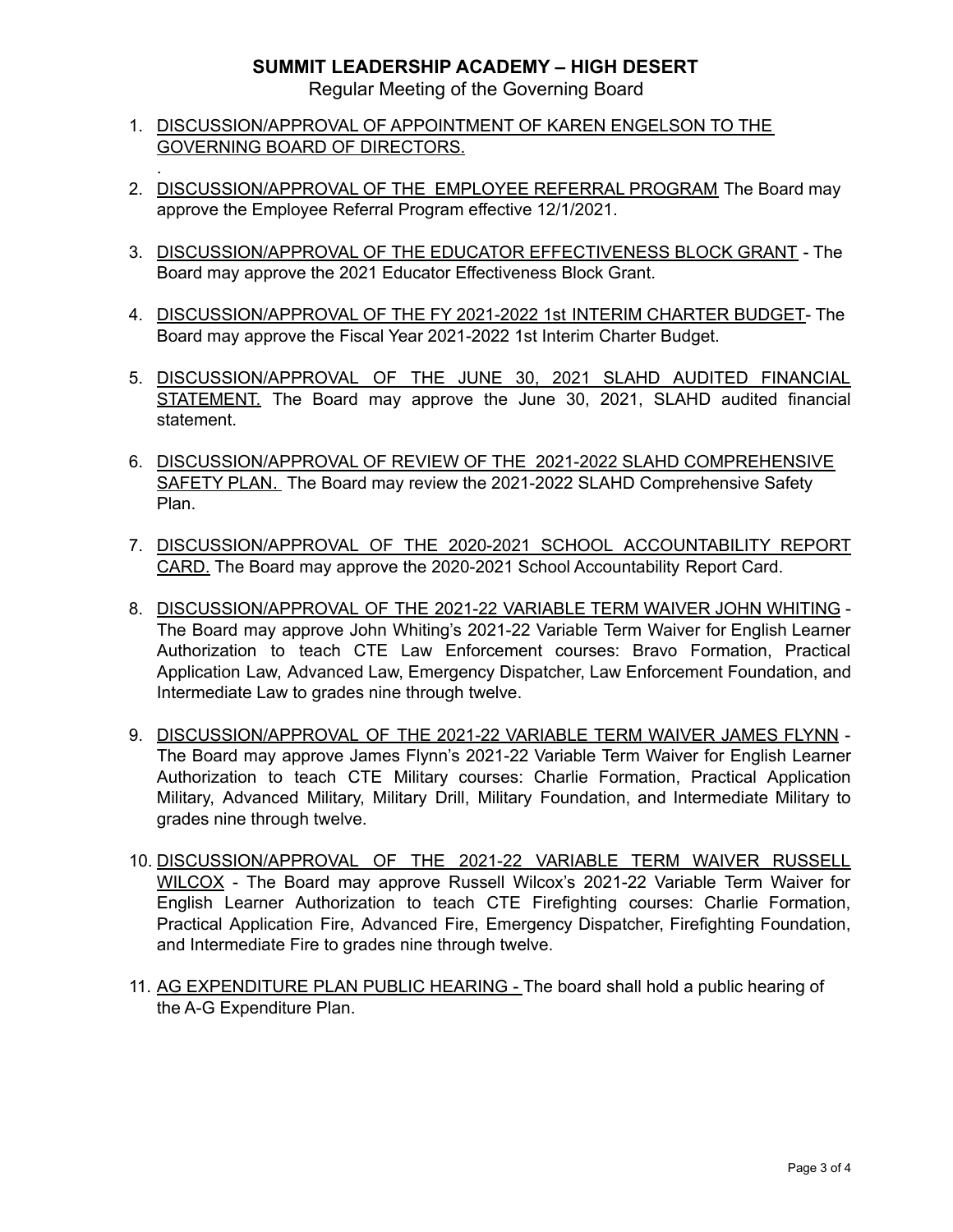**SUMMIT LEADERSHIP ACADEMY – HIGH DESERT**

Regular Meeting of the Governing Board

1. DISCUSSION/APPROVAL OF APPOINTMENT OF KAREN ENGELSON TO THE GOVERNING BOARD OF DIRECTORS.
.
2. DISCUSSION/APPROVAL OF THE EMPLOYEE REFERRAL PROGRAM The Board may approve the Employee Referral Program effective 12/1/2021.

3. DISCUSSION/APPROVAL OF THE EDUCATOR EFFECTIVENESS BLOCK GRANT - The Board may approve the 2021 Educator Effectiveness Block Grant.

4. DISCUSSION/APPROVAL OF THE FY 2021-2022 1st INTERIM CHARTER BUDGET- The Board may approve the Fiscal Year 2021-2022 1st Interim Charter Budget.

5. DISCUSSION/APPROVAL OF THE JUNE 30, 2021 SLAHD AUDITED FINANCIAL STATEMENT. The Board may approve the June 30, 2021, SLAHD audited financial statement.

6. DISCUSSION/APPROVAL OF REVIEW OF THE 2021-2022 SLAHD COMPREHENSIVE SAFETY PLAN. The Board may review the 2021-2022 SLAHD Comprehensive Safety Plan.

7. DISCUSSION/APPROVAL OF THE 2020-2021 SCHOOL ACCOUNTABILITY REPORT CARD. The Board may approve the 2020-2021 School Accountability Report Card.

8. DISCUSSION/APPROVAL OF THE 2021-22 VARIABLE TERM WAIVER JOHN WHITING - The Board may approve John Whiting's 2021-22 Variable Term Waiver for English Learner Authorization to teach CTE Law Enforcement courses: Bravo Formation, Practical Application Law, Advanced Law, Emergency Dispatcher, Law Enforcement Foundation, and Intermediate Law to grades nine through twelve.

9. DISCUSSION/APPROVAL OF THE 2021-22 VARIABLE TERM WAIVER JAMES FLYNN - The Board may approve James Flynn's 2021-22 Variable Term Waiver for English Learner Authorization to teach CTE Military courses: Charlie Formation, Practical Application Military, Advanced Military, Military Drill, Military Foundation, and Intermediate Military to grades nine through twelve.

10. DISCUSSION/APPROVAL OF THE 2021-22 VARIABLE TERM WAIVER RUSSELL WILCOX - The Board may approve Russell Wilcox's 2021-22 Variable Term Waiver for English Learner Authorization to teach CTE Firefighting courses: Charlie Formation, Practical Application Fire, Advanced Fire, Emergency Dispatcher, Firefighting Foundation, and Intermediate Fire to grades nine through twelve.

11. AG EXPENDITURE PLAN PUBLIC HEARING - The board shall hold a public hearing of the A-G Expenditure Plan.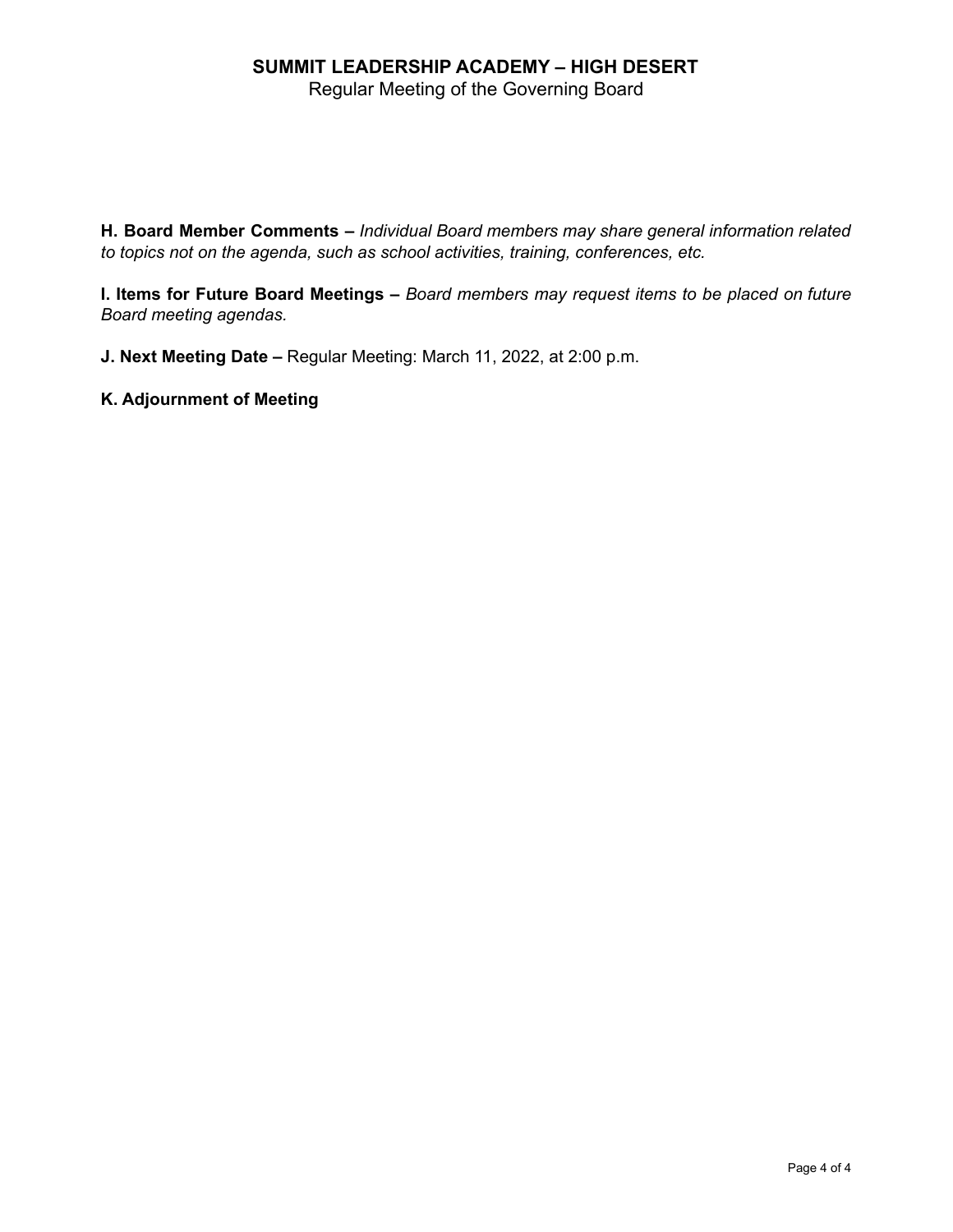**H. Board Member Comments –** *Individual Board members may share general information related to topics not on the agenda, such as school activities, training, conferences, etc.*

**I. Items for Future Board Meetings –** *Board members may request items to be placed on future Board meeting agendas.*

**J. Next Meeting Date –** Regular Meeting: March 11, 2022, at 2:00 p.m.

**K. Adjournment of Meeting**